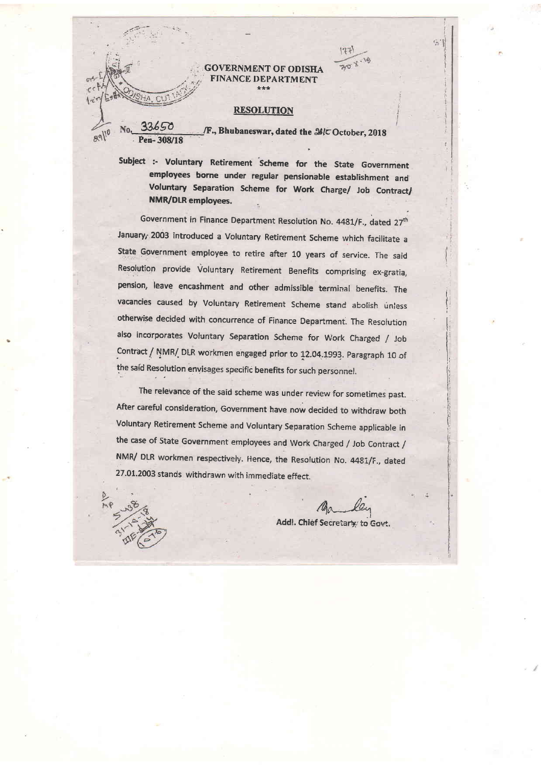**GOVERNMENT OF ODISHA**
**FINANCE DEPARTMENT**
\*\*\*

## RESOLUTION

No. 33650 /F., Bhubaneswar, dated the 30th October, 2018
Pen- 308/18

**Subject :- Voluntary Retirement Scheme for the State Government employees borne under regular pensionable establishment and Voluntary Separation Scheme for Work Charge/ Job Contract/ NMR/DLR employees.**

Government in Finance Department Resolution No. 4481/F., dated 27th January, 2003 introduced a Voluntary Retirement Scheme which facilitate a State Government employee to retire after 10 years of service. The said Resolution provide Voluntary Retirement Benefits comprising ex-gratia, pension, leave encashment and other admissible terminal benefits. The vacancies caused by Voluntary Retirement Scheme stand abolish unless otherwise decided with concurrence of Finance Department. The Resolution also incorporates Voluntary Separation Scheme for Work Charged / Job Contract / NMR/ DLR workmen engaged prior to 12.04.1993. Paragraph 10 of the said Resolution envisages specific benefits for such personnel.

The relevance of the said scheme was under review for sometimes past. After careful consideration, Government have now decided to withdraw both Voluntary Retirement Scheme and Voluntary Separation Scheme applicable in the case of State Government employees and Work Charged / Job Contract / NMR/ DLR workmen respectively. Hence, the Resolution No. 4481/F., dated 27.01.2003 stands withdrawn with immediate effect.

Addl. Chief Secretary to Govt.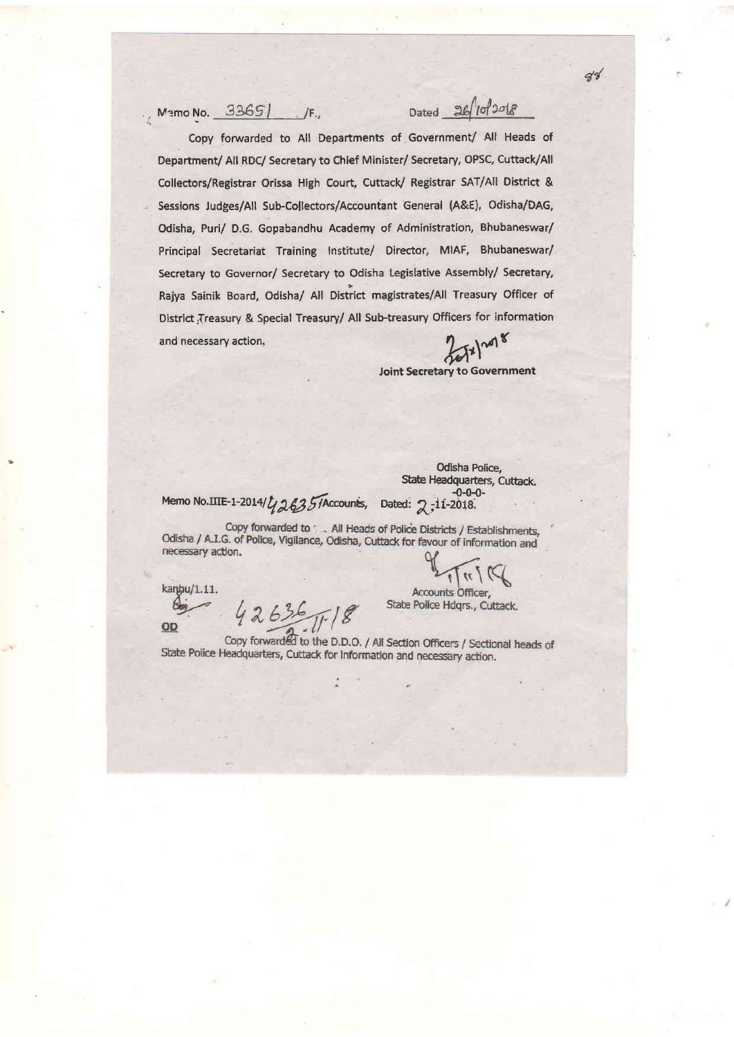Memo No. 33651 /F., Dated 26/10/2018

Copy forwarded to All Departments of Government/ All Heads of Department/ All RDC/ Secretary to Chief Minister/ Secretary, OPSC, Cuttack/All Collectors/Registrar Orissa High Court, Cuttack/ Registrar SAT/All District & Sessions Judges/All Sub-Collectors/Accountant General (A&E), Odisha/DAG, Odisha, Puri/ D.G. Gopabandhu Academy of Administration, Bhubaneswar/ Principal Secretariat Training Institute/ Director, MIAF, Bhubaneswar/ Secretary to Governor/ Secretary to Odisha Legislative Assembly/ Secretary, Rajya Sainik Board, Odisha/ All District magistrates/All Treasury Officer of District Treasury & Special Treasury/ All Sub-treasury Officers for information and necessary action.

Joint Secretary to Government

Odisha Police,
State Headquarters, Cuttack.
-0-0-0-

Memo No.IIIE-1-2014/42635/Accounts, Dated: 2-11-2018.

Copy forwarded to All Heads of Police Districts / Establishments, Odisha / A.I.G. of Police, Vigilance, Odisha, Cuttack for favour of information and necessary action.

Accounts Officer,
State Police Hdqrs., Cuttack.

kanbu/1.11.

42636 / 2-11-18

OD

Copy forwarded to the D.D.O. / All Section Officers / Sectional heads of State Police Headquarters, Cuttack for information and necessary action.